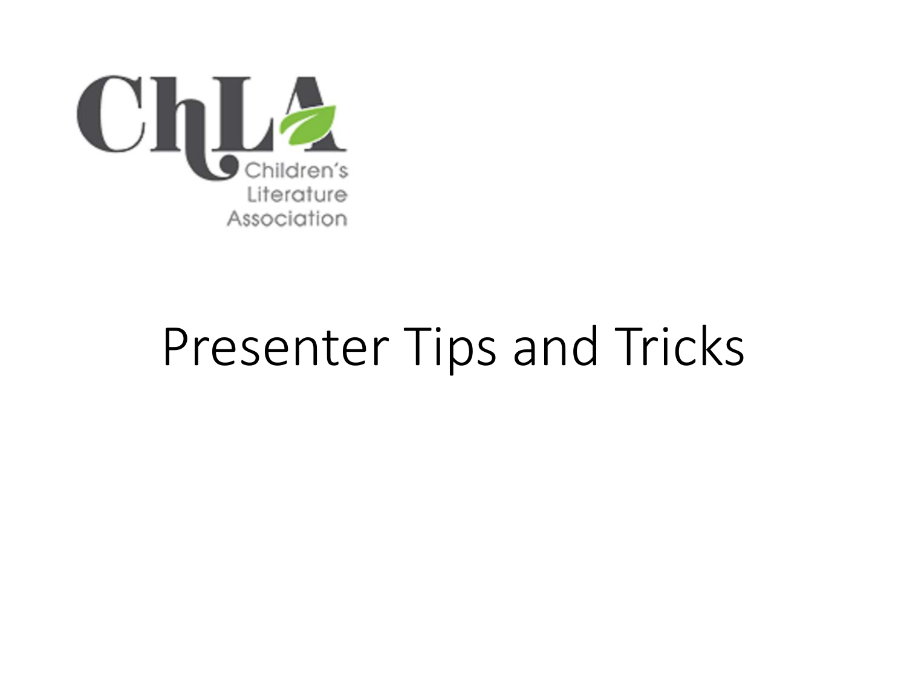ChLA Children's Literature Association

# Presenter Tips and Tricks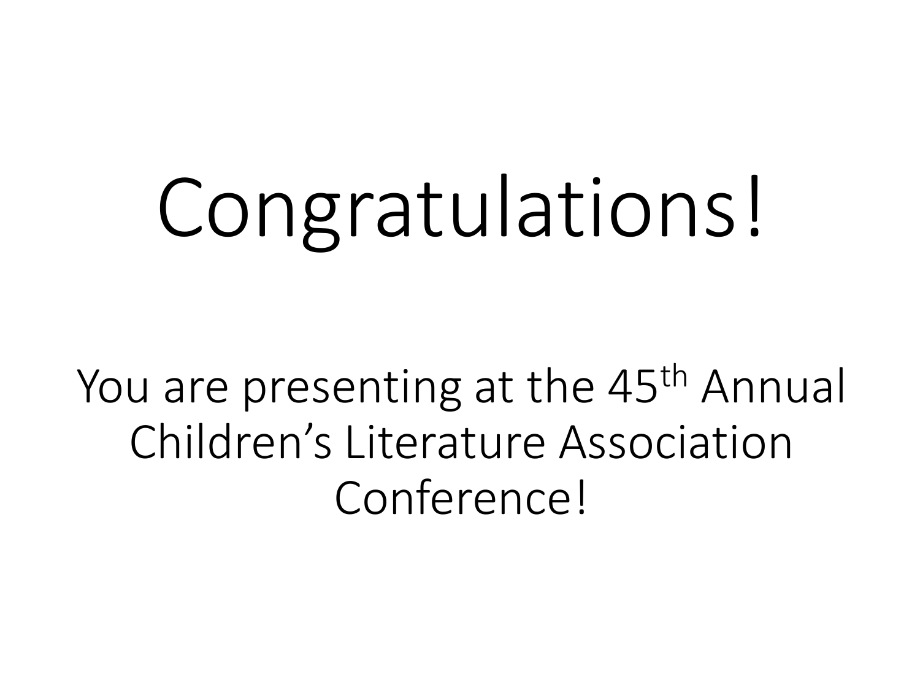# Congratulations!

You are presenting at the 45th Annual Children's Literature Association Conference!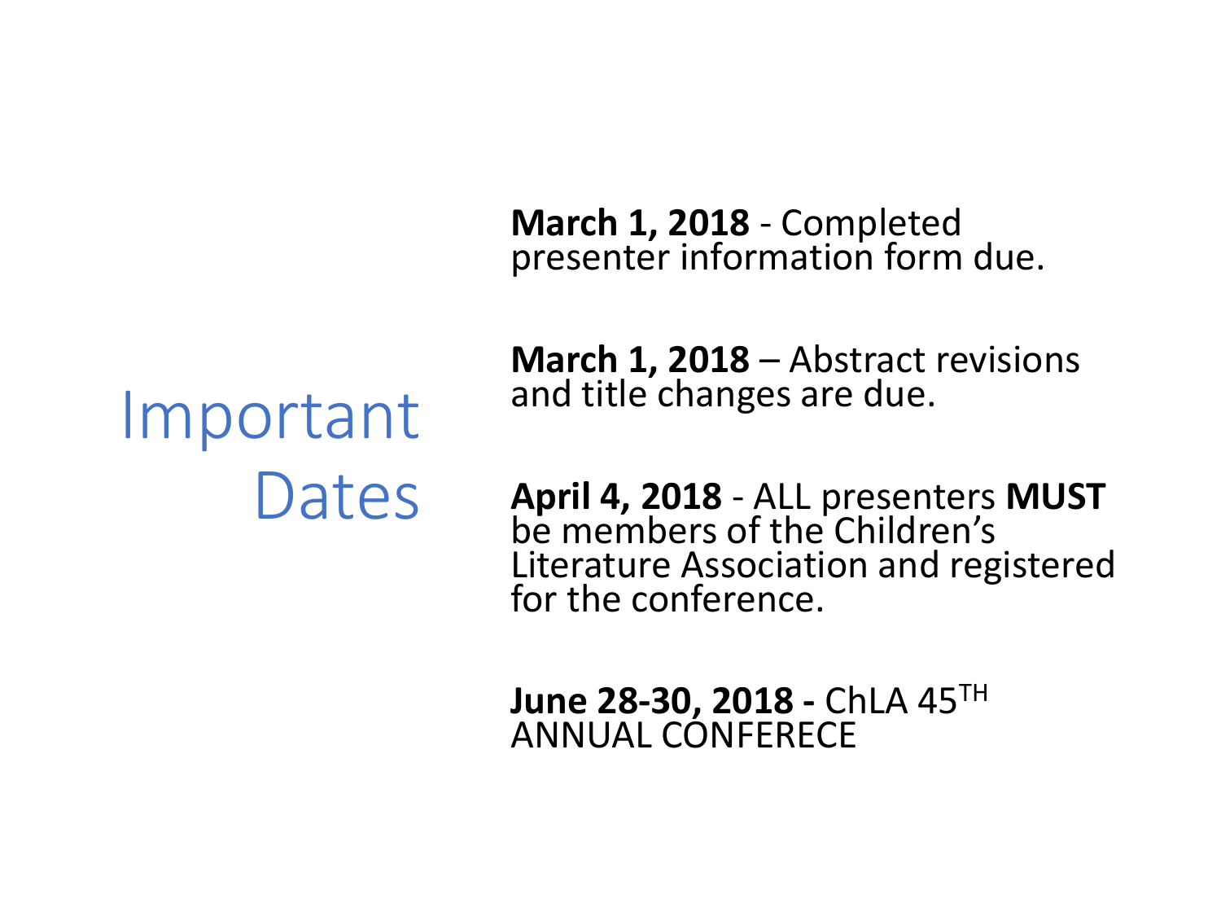# Important Dates

**March 1, 2018** - Completed presenter information form due.

**March 1, 2018** – Abstract revisions and title changes are due.

**April 4, 2018** - ALL presenters **MUST** be members of the Children's Literature Association and registered for the conference.

**June 28-30, 2018 -** ChLA 45TH ANNUAL CONFERECE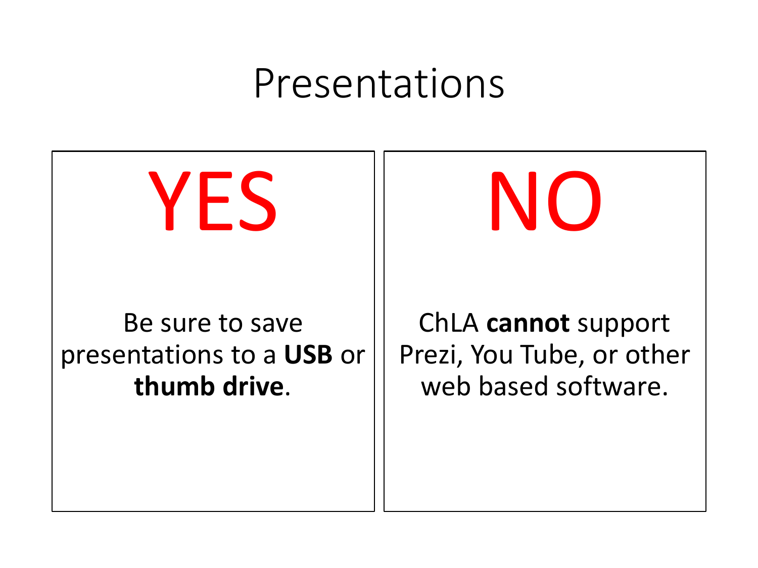# Presentations

## YES

Be sure to save presentations to a **USB** or **thumb drive**.

## NO

ChLA **cannot** support Prezi, You Tube, or other web based software.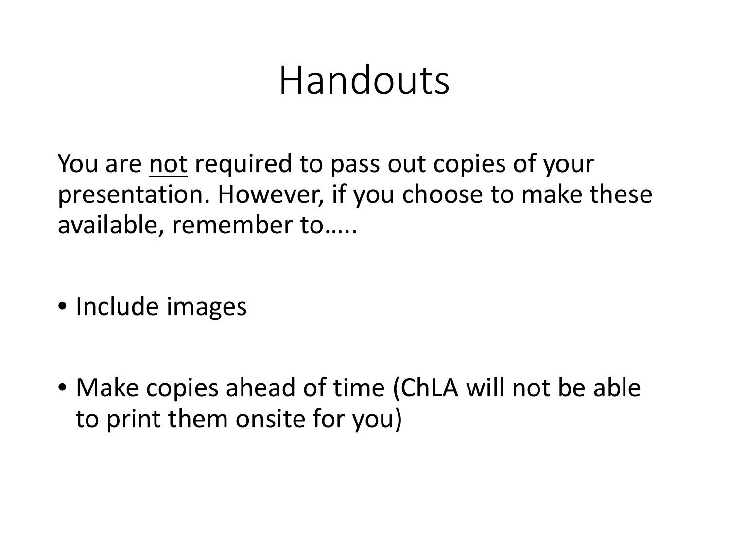# Handouts

You are <u>not</u> required to pass out copies of your presentation. However, if you choose to make these available, remember to…..

- Include images
- Make copies ahead of time (ChLA will not be able to print them onsite for you)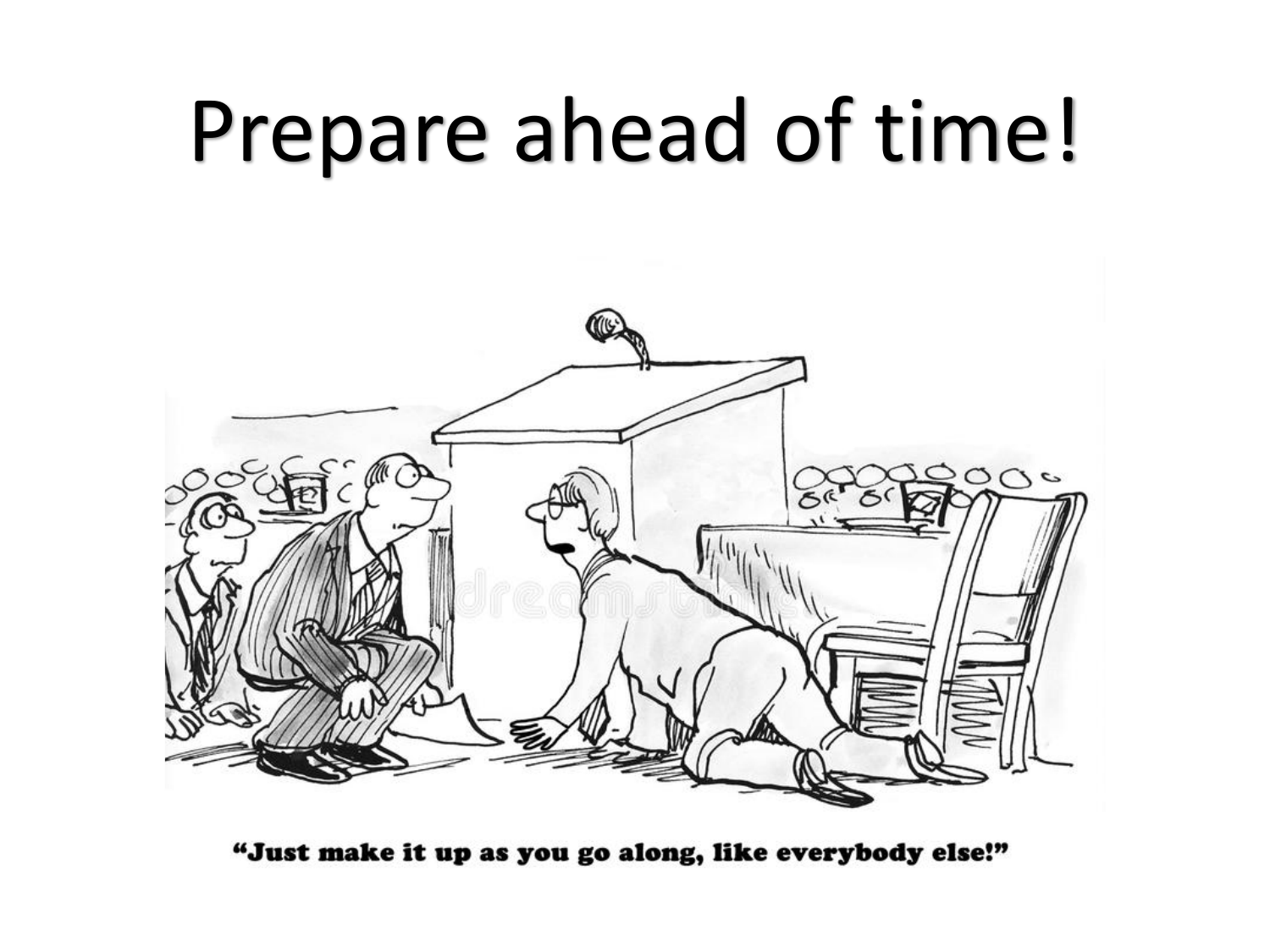# Prepare ahead of time!

**"Just make it up as you go along, like everybody else!"**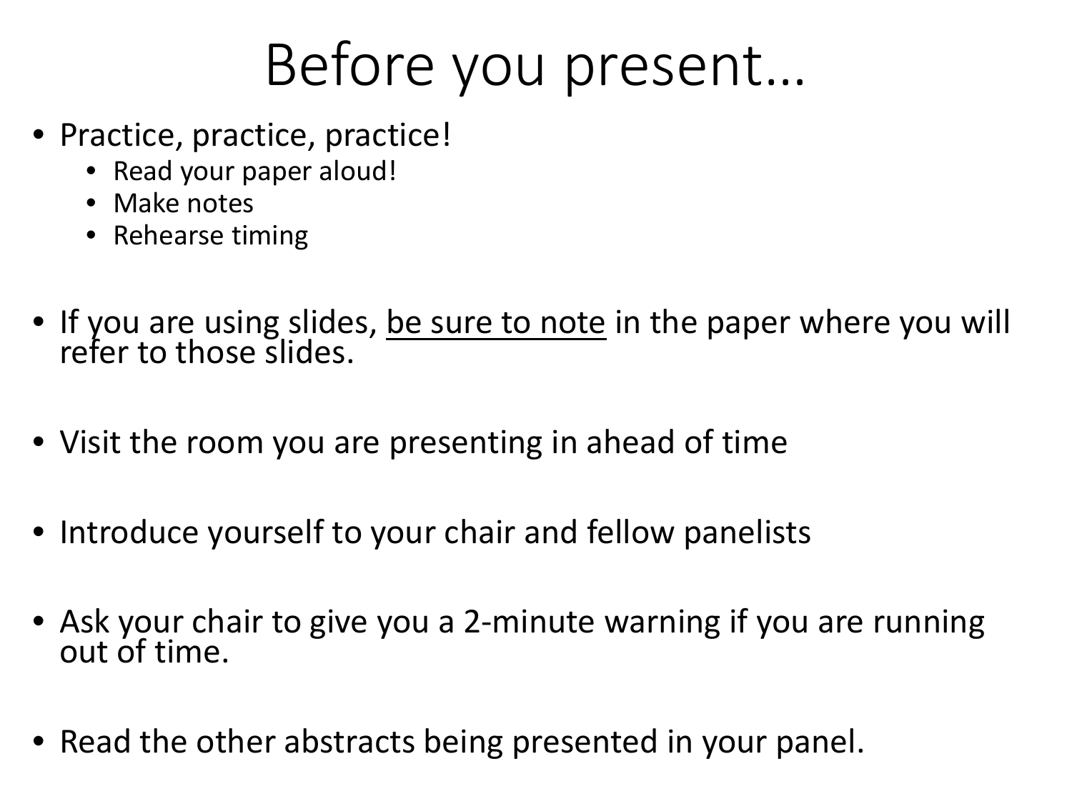# Before you present…

- Practice, practice, practice!
  - Read your paper aloud!
  - Make notes
  - Rehearse timing
- If you are using slides, <u>be sure to note</u> in the paper where you will refer to those slides.
- Visit the room you are presenting in ahead of time
- Introduce yourself to your chair and fellow panelists
- Ask your chair to give you a 2-minute warning if you are running out of time.
- Read the other abstracts being presented in your panel.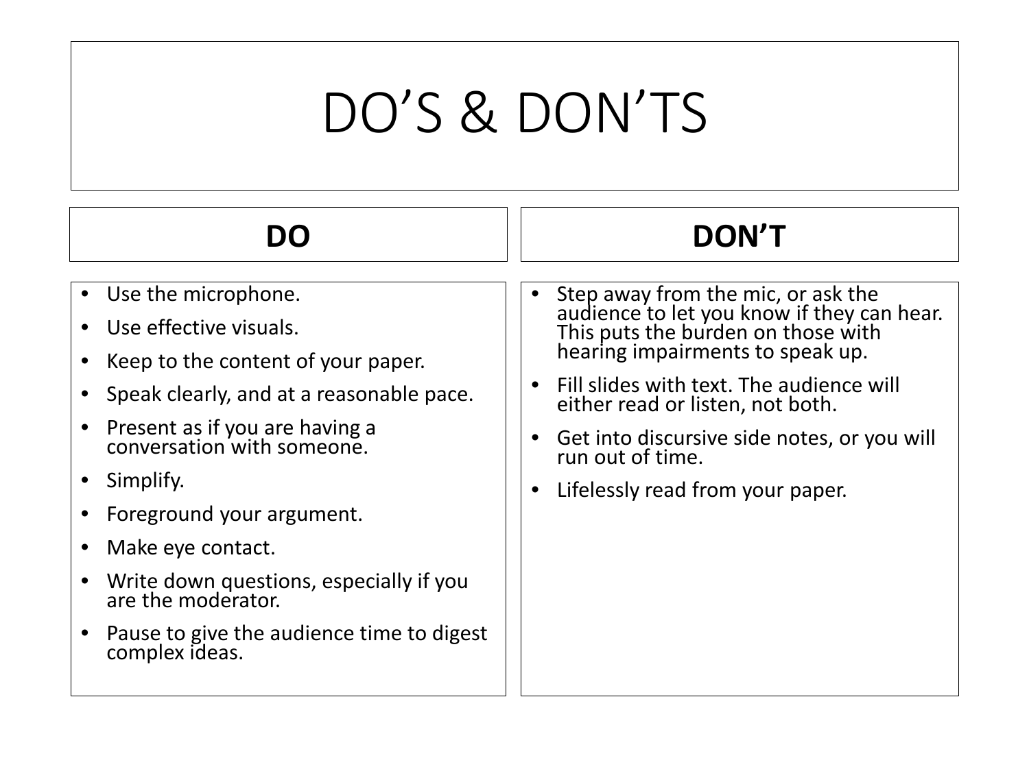# DO'S & DON'TS

## DO

- Use the microphone.
- Use effective visuals.
- Keep to the content of your paper.
- Speak clearly, and at a reasonable pace.
- Present as if you are having a conversation with someone.
- Simplify.
- Foreground your argument.
- Make eye contact.
- Write down questions, especially if you are the moderator.
- Pause to give the audience time to digest complex ideas.

## DON'T

- Step away from the mic, or ask the audience to let you know if they can hear. This puts the burden on those with hearing impairments to speak up.
- Fill slides with text. The audience will either read or listen, not both.
- Get into discursive side notes, or you will run out of time.
- Lifelessly read from your paper.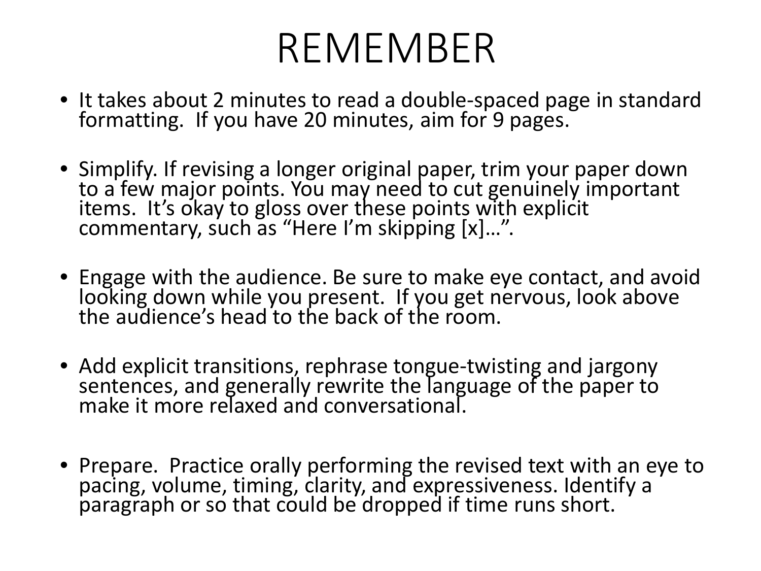# REMEMBER

- It takes about 2 minutes to read a double-spaced page in standard formatting. If you have 20 minutes, aim for 9 pages.
- Simplify. If revising a longer original paper, trim your paper down to a few major points. You may need to cut genuinely important items. It's okay to gloss over these points with explicit commentary, such as "Here I'm skipping [x]…".
- Engage with the audience. Be sure to make eye contact, and avoid looking down while you present. If you get nervous, look above the audience's head to the back of the room.
- Add explicit transitions, rephrase tongue-twisting and jargony sentences, and generally rewrite the language of the paper to make it more relaxed and conversational.
- Prepare. Practice orally performing the revised text with an eye to pacing, volume, timing, clarity, and expressiveness. Identify a paragraph or so that could be dropped if time runs short.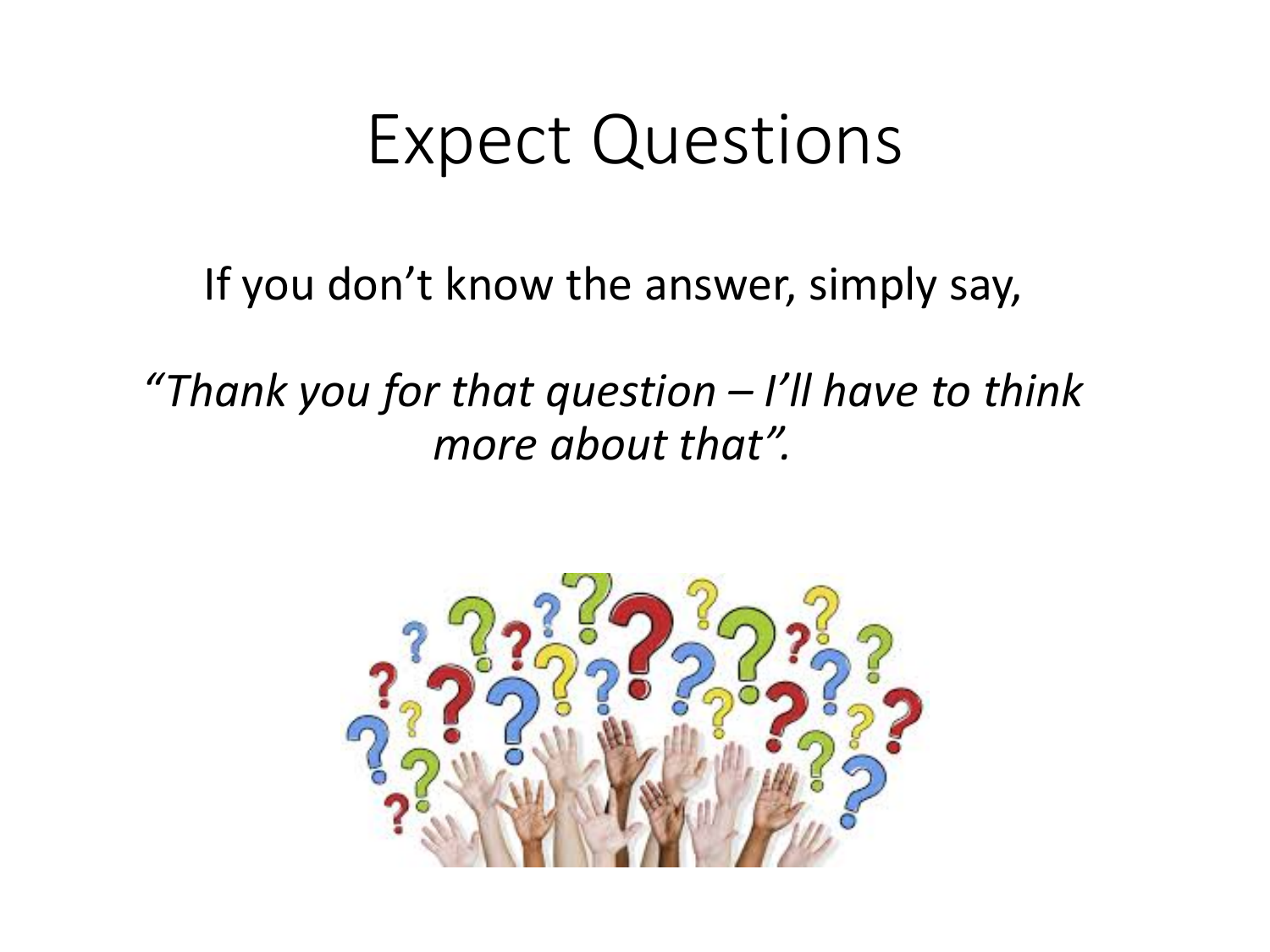# Expect Questions

If you don't know the answer, simply say,

*"Thank you for that question – I'll have to think more about that".*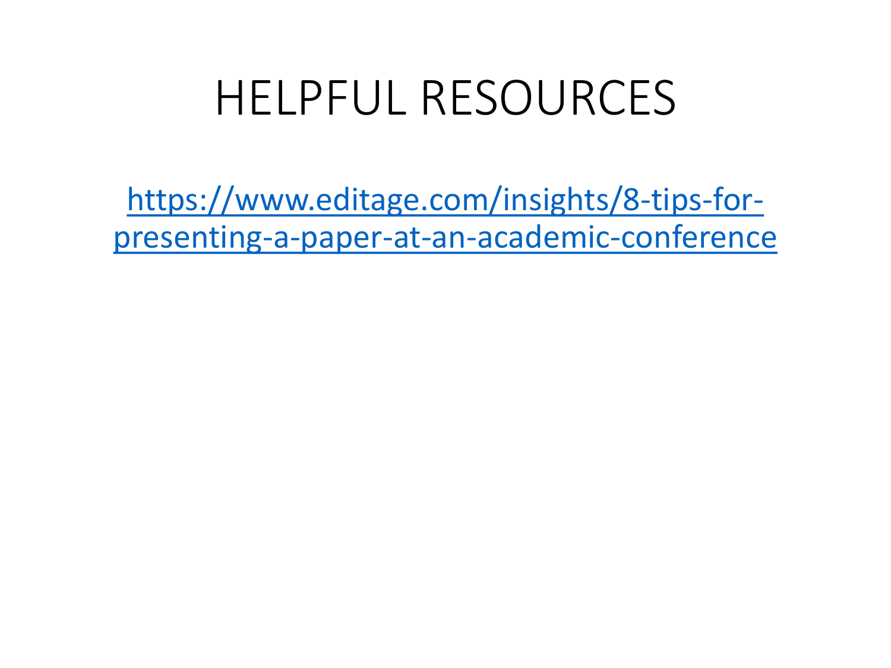# HELPFUL RESOURCES

[https://www.editage.com/insights/8-tips-for-presenting-a-paper-at-an-academic-conference](https://www.editage.com/insights/8-tips-for-presenting-a-paper-at-an-academic-conference)